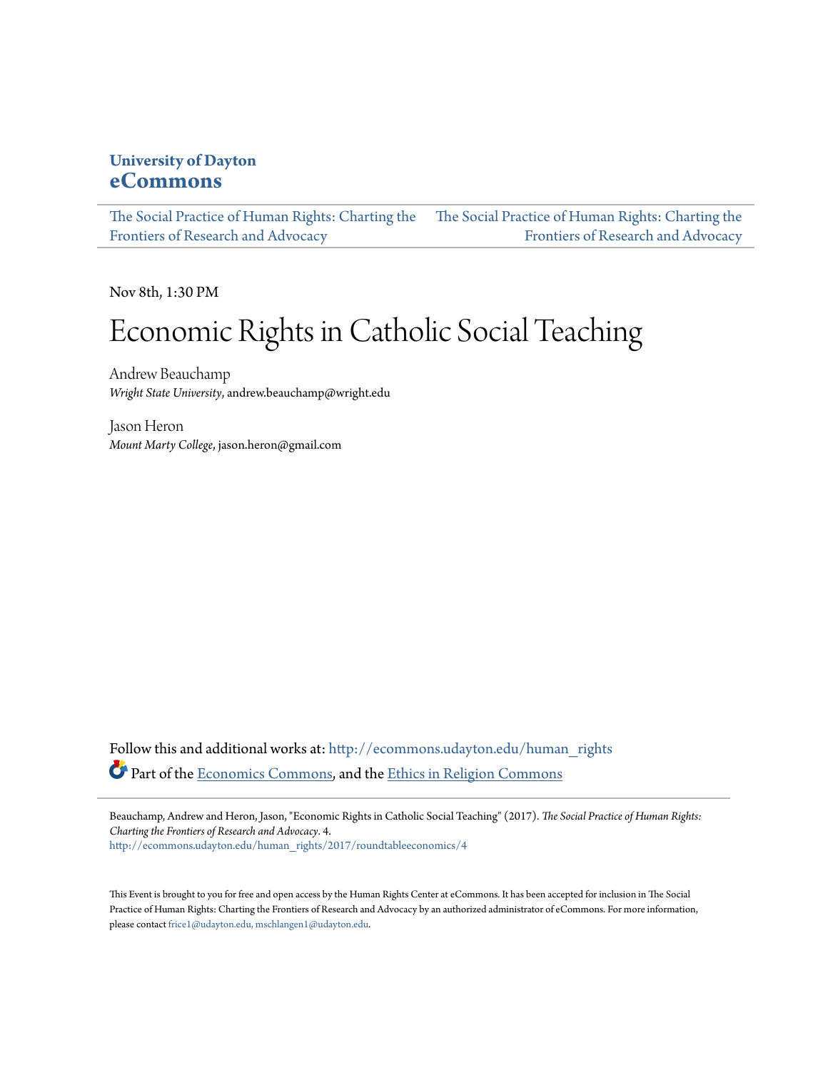**University of Dayton**
**eCommons**

The Social Practice of Human Rights: Charting the Frontiers of Research and Advocacy | The Social Practice of Human Rights: Charting the Frontiers of Research and Advocacy

Nov 8th, 1:30 PM

# Economic Rights in Catholic Social Teaching

Andrew Beauchamp
*Wright State University*, andrew.beauchamp@wright.edu

Jason Heron
*Mount Marty College*, jason.heron@gmail.com

Follow this and additional works at: http://ecommons.udayton.edu/human_rights

Part of the Economics Commons, and the Ethics in Religion Commons

Beauchamp, Andrew and Heron, Jason, "Economic Rights in Catholic Social Teaching" (2017). *The Social Practice of Human Rights: Charting the Frontiers of Research and Advocacy*. 4.
http://ecommons.udayton.edu/human_rights/2017/roundtableeconomics/4

This Event is brought to you for free and open access by the Human Rights Center at eCommons. It has been accepted for inclusion in The Social Practice of Human Rights: Charting the Frontiers of Research and Advocacy by an authorized administrator of eCommons. For more information, please contact frice1@udayton.edu, mschlangen1@udayton.edu.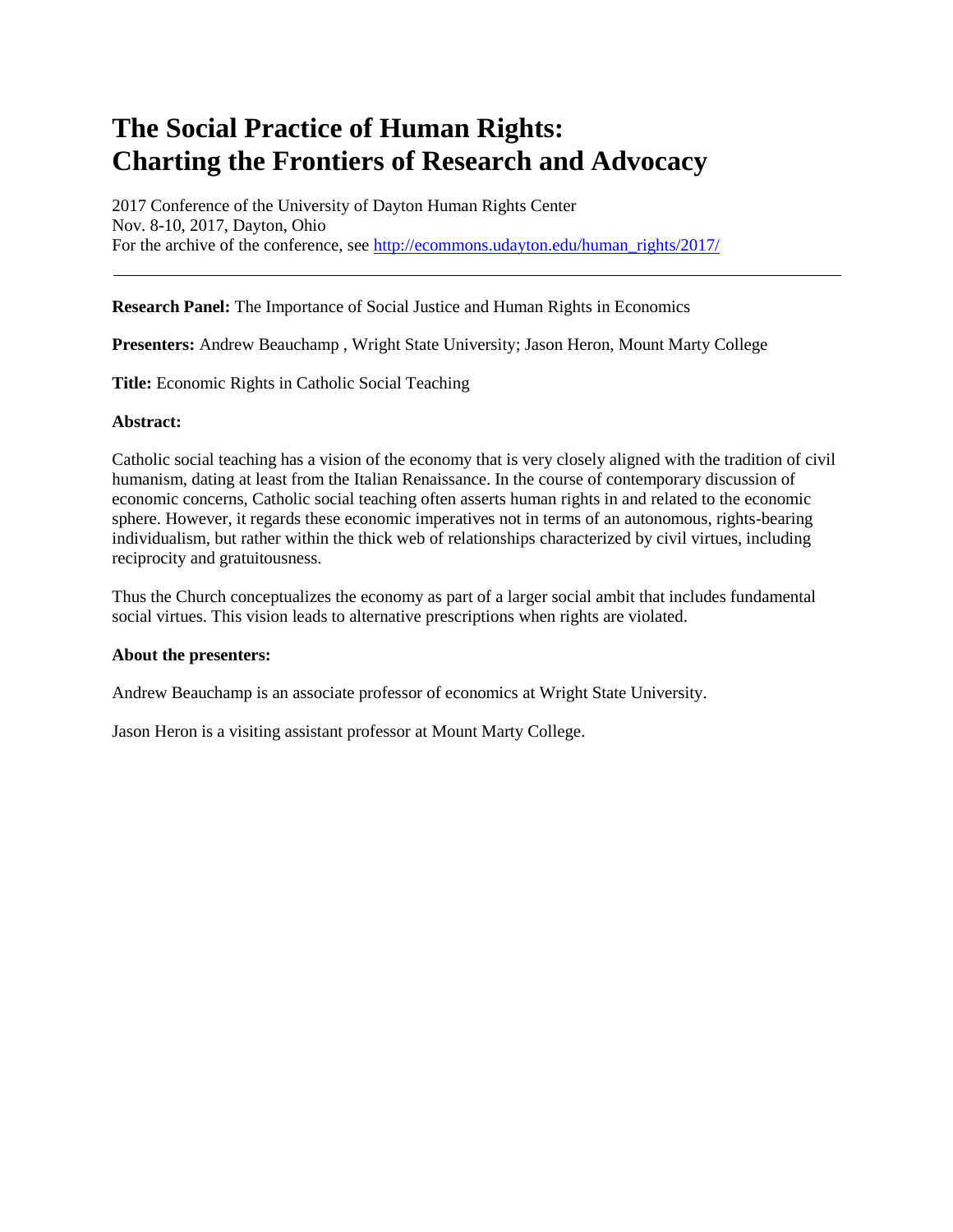# The Social Practice of Human Rights: Charting the Frontiers of Research and Advocacy

2017 Conference of the University of Dayton Human Rights Center
Nov. 8-10, 2017, Dayton, Ohio
For the archive of the conference, see http://ecommons.udayton.edu/human_rights/2017/

---

**Research Panel:** The Importance of Social Justice and Human Rights in Economics

**Presenters:** Andrew Beauchamp , Wright State University; Jason Heron, Mount Marty College

**Title:** Economic Rights in Catholic Social Teaching

**Abstract:**

Catholic social teaching has a vision of the economy that is very closely aligned with the tradition of civil humanism, dating at least from the Italian Renaissance. In the course of contemporary discussion of economic concerns, Catholic social teaching often asserts human rights in and related to the economic sphere. However, it regards these economic imperatives not in terms of an autonomous, rights-bearing individualism, but rather within the thick web of relationships characterized by civil virtues, including reciprocity and gratuitousness.

Thus the Church conceptualizes the economy as part of a larger social ambit that includes fundamental social virtues. This vision leads to alternative prescriptions when rights are violated.

**About the presenters:**

Andrew Beauchamp is an associate professor of economics at Wright State University.

Jason Heron is a visiting assistant professor at Mount Marty College.